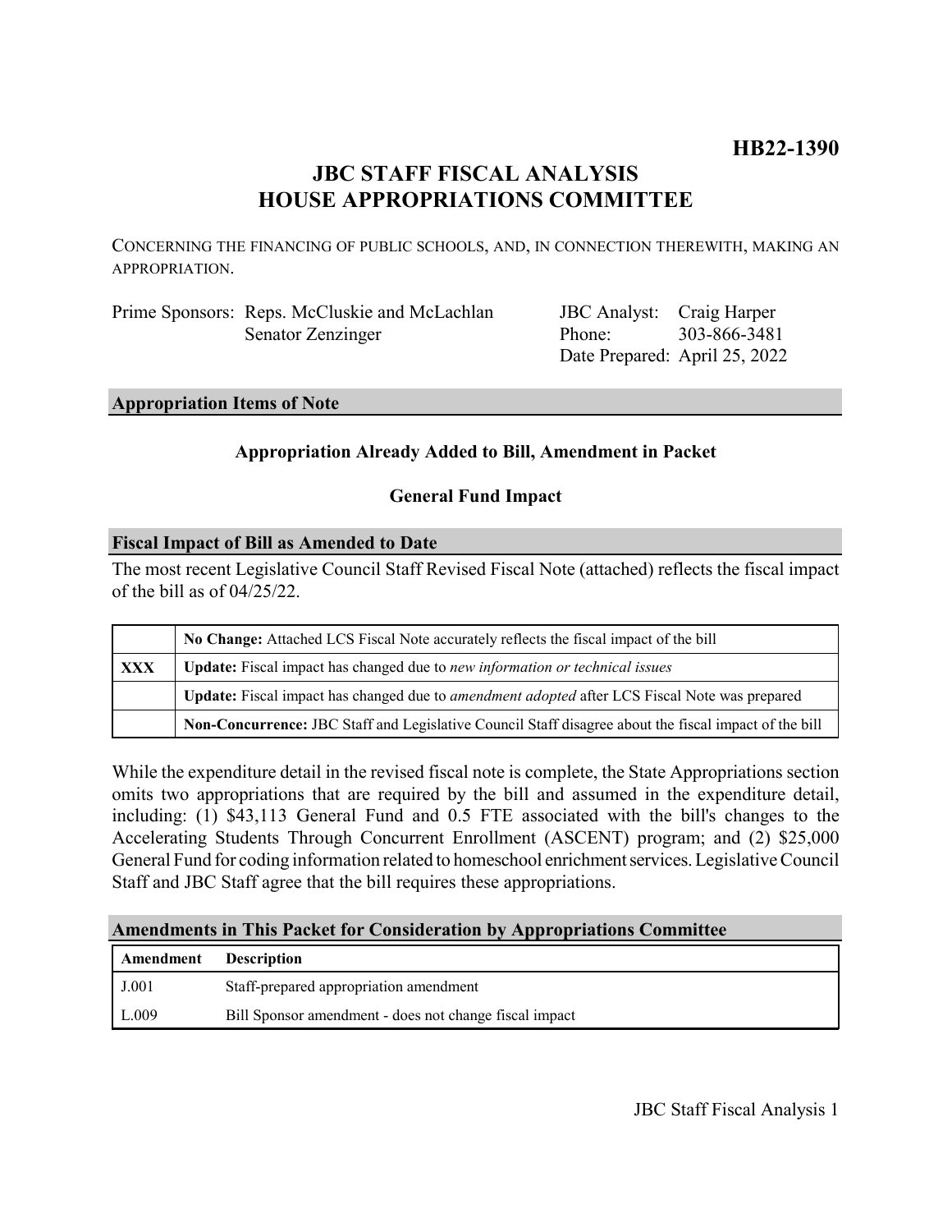**HB22-1390**

# JBC STAFF FISCAL ANALYSIS
# HOUSE APPROPRIATIONS COMMITTEE

CONCERNING THE FINANCING OF PUBLIC SCHOOLS, AND, IN CONNECTION THEREWITH, MAKING AN APPROPRIATION.

| | | | |
|---|---|---|---|
| Prime Sponsors: | Reps. McCluskie and McLachlan<br>Senator Zenzinger | JBC Analyst:<br>Phone:<br>Date Prepared: | Craig Harper<br>303-866-3481<br>April 25, 2022 |

## Appropriation Items of Note

**Appropriation Already Added to Bill, Amendment in Packet**

**General Fund Impact**

## Fiscal Impact of Bill as Amended to Date

The most recent Legislative Council Staff Revised Fiscal Note (attached) reflects the fiscal impact of the bill as of 04/25/22.

| | |
|---|---|
| | **No Change:** Attached LCS Fiscal Note accurately reflects the fiscal impact of the bill |
| **XXX** | **Update:** Fiscal impact has changed due to *new information or technical issues* |
| | **Update:** Fiscal impact has changed due to *amendment adopted* after LCS Fiscal Note was prepared |
| | **Non-Concurrence:** JBC Staff and Legislative Council Staff disagree about the fiscal impact of the bill |

While the expenditure detail in the revised fiscal note is complete, the State Appropriations section omits two appropriations that are required by the bill and assumed in the expenditure detail, including: (1) $43,113 General Fund and 0.5 FTE associated with the bill's changes to the Accelerating Students Through Concurrent Enrollment (ASCENT) program; and (2) $25,000 General Fund for coding information related to homeschool enrichment services. Legislative Council Staff and JBC Staff agree that the bill requires these appropriations.

## Amendments in This Packet for Consideration by Appropriations Committee

| Amendment | Description |
|---|---|
| J.001 | Staff-prepared appropriation amendment |
| L.009 | Bill Sponsor amendment - does not change fiscal impact |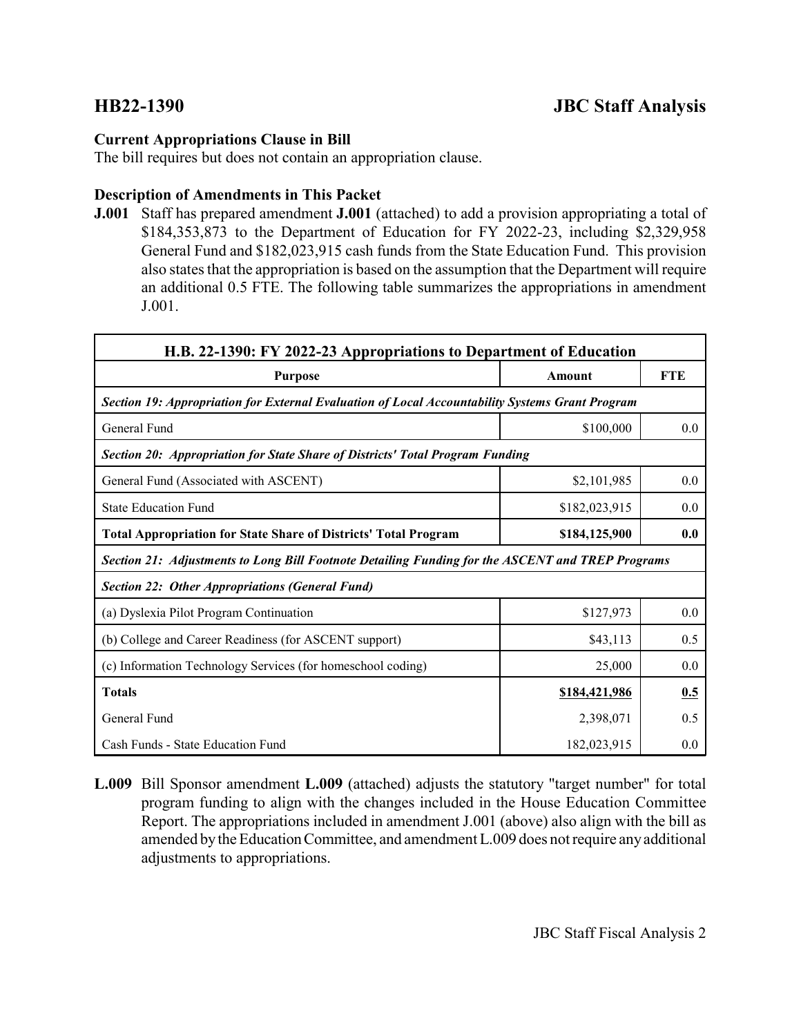# HB22-1390 JBC Staff Analysis

**Current Appropriations Clause in Bill**

The bill requires but does not contain an appropriation clause.

**Description of Amendments in This Packet**

**J.001** Staff has prepared amendment **J.001** (attached) to add a provision appropriating a total of $184,353,873 to the Department of Education for FY 2022-23, including $2,329,958 General Fund and $182,023,915 cash funds from the State Education Fund. This provision also states that the appropriation is based on the assumption that the Department will require an additional 0.5 FTE. The following table summarizes the appropriations in amendment J.001.

| H.B. 22-1390: FY 2022-23 Appropriations to Department of Education | | |
|---|---|---|
| **Purpose** | **Amount** | **FTE** |
| ***Section 19: Appropriation for External Evaluation of Local Accountability Systems Grant Program*** | | |
| General Fund | $100,000 | 0.0 |
| ***Section 20: Appropriation for State Share of Districts' Total Program Funding*** | | |
| General Fund (Associated with ASCENT) | $2,101,985 | 0.0 |
| State Education Fund | $182,023,915 | 0.0 |
| **Total Appropriation for State Share of Districts' Total Program** | **$184,125,900** | **0.0** |
| ***Section 21: Adjustments to Long Bill Footnote Detailing Funding for the ASCENT and TREP Programs*** | | |
| ***Section 22: Other Appropriations (General Fund)*** | | |
| (a) Dyslexia Pilot Program Continuation | $127,973 | 0.0 |
| (b) College and Career Readiness (for ASCENT support) | $43,113 | 0.5 |
| (c) Information Technology Services (for homeschool coding) | 25,000 | 0.0 |
| **Totals** | **$184,421,986** | **0.5** |
| General Fund | 2,398,071 | 0.5 |
| Cash Funds - State Education Fund | 182,023,915 | 0.0 |

**L.009** Bill Sponsor amendment **L.009** (attached) adjusts the statutory "target number" for total program funding to align with the changes included in the House Education Committee Report. The appropriations included in amendment J.001 (above) also align with the bill as amended by the Education Committee, and amendment L.009 does not require any additional adjustments to appropriations.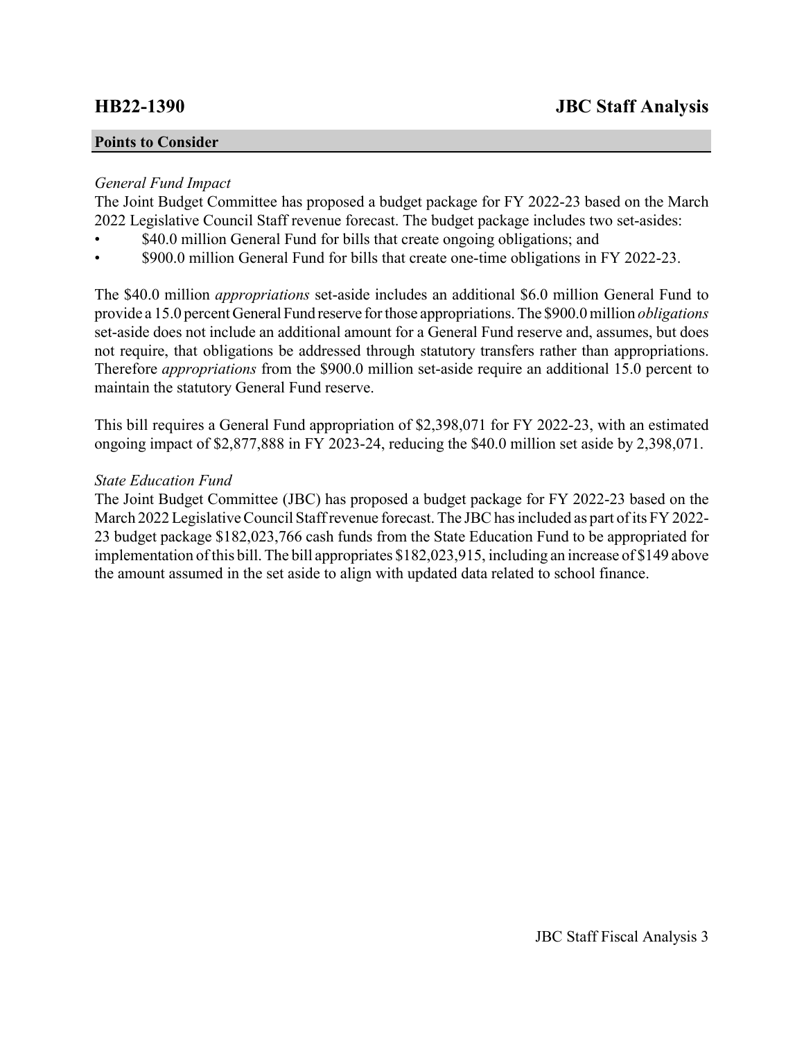## Points to Consider

*General Fund Impact*
The Joint Budget Committee has proposed a budget package for FY 2022-23 based on the March 2022 Legislative Council Staff revenue forecast. The budget package includes two set-asides:

- $40.0 million General Fund for bills that create ongoing obligations; and
- $900.0 million General Fund for bills that create one-time obligations in FY 2022-23.

The $40.0 million *appropriations* set-aside includes an additional $6.0 million General Fund to provide a 15.0 percent General Fund reserve for those appropriations. The $900.0 million *obligations* set-aside does not include an additional amount for a General Fund reserve and, assumes, but does not require, that obligations be addressed through statutory transfers rather than appropriations. Therefore *appropriations* from the $900.0 million set-aside require an additional 15.0 percent to maintain the statutory General Fund reserve.

This bill requires a General Fund appropriation of $2,398,071 for FY 2022-23, with an estimated ongoing impact of $2,877,888 in FY 2023-24, reducing the $40.0 million set aside by 2,398,071.

*State Education Fund*
The Joint Budget Committee (JBC) has proposed a budget package for FY 2022-23 based on the March 2022 Legislative Council Staff revenue forecast. The JBC has included as part of its FY 2022-23 budget package $182,023,766 cash funds from the State Education Fund to be appropriated for implementation of this bill. The bill appropriates $182,023,915, including an increase of $149 above the amount assumed in the set aside to align with updated data related to school finance.